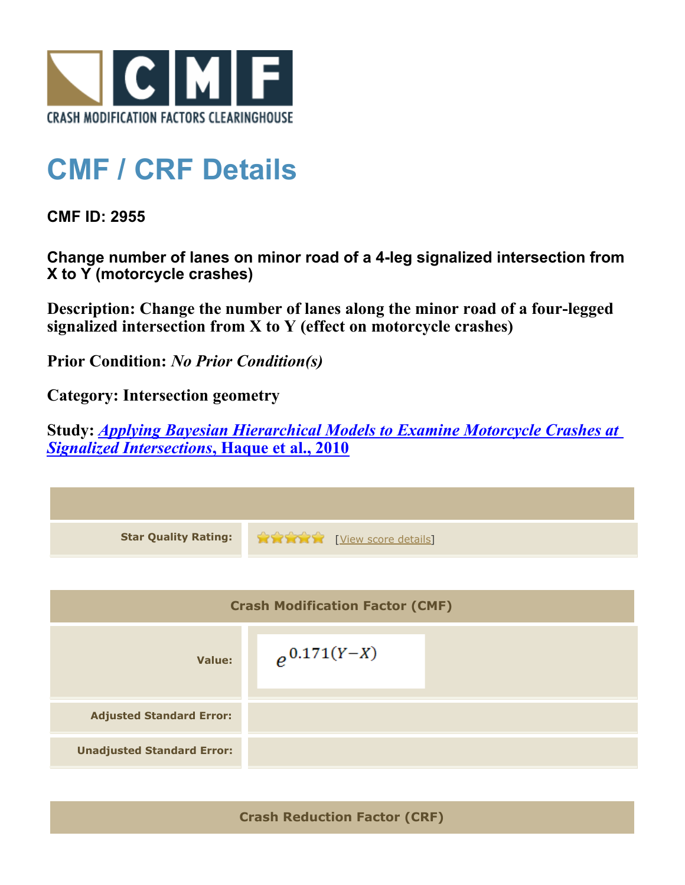CRASH MODIFICATION FACTORS CLEARINGHOUSE

# CMF / CRF Details

## CMF ID: 2955

### Change number of lanes on minor road of a 4-leg signalized intersection from X to Y (motorcycle crashes)

**Description: Change the number of lanes along the minor road of a four-legged signalized intersection from X to Y (effect on motorcycle crashes)**

**Prior Condition:** *No Prior Condition(s)*

**Category: Intersection geometry**

**Study:** *Applying Bayesian Hierarchical Models to Examine Motorcycle Crashes at Signalized Intersections*, Haque et al., 2010

| | |
|---|---|
| **Star Quality Rating:** | ★★★★★ [View score details] |

| Crash Modification Factor (CMF) | |
|---|---|
| **Value:** | $e^{0.171(Y-X)}$ |
| **Adjusted Standard Error:** | |
| **Unadjusted Standard Error:** | |

| Crash Reduction Factor (CRF) |
|---|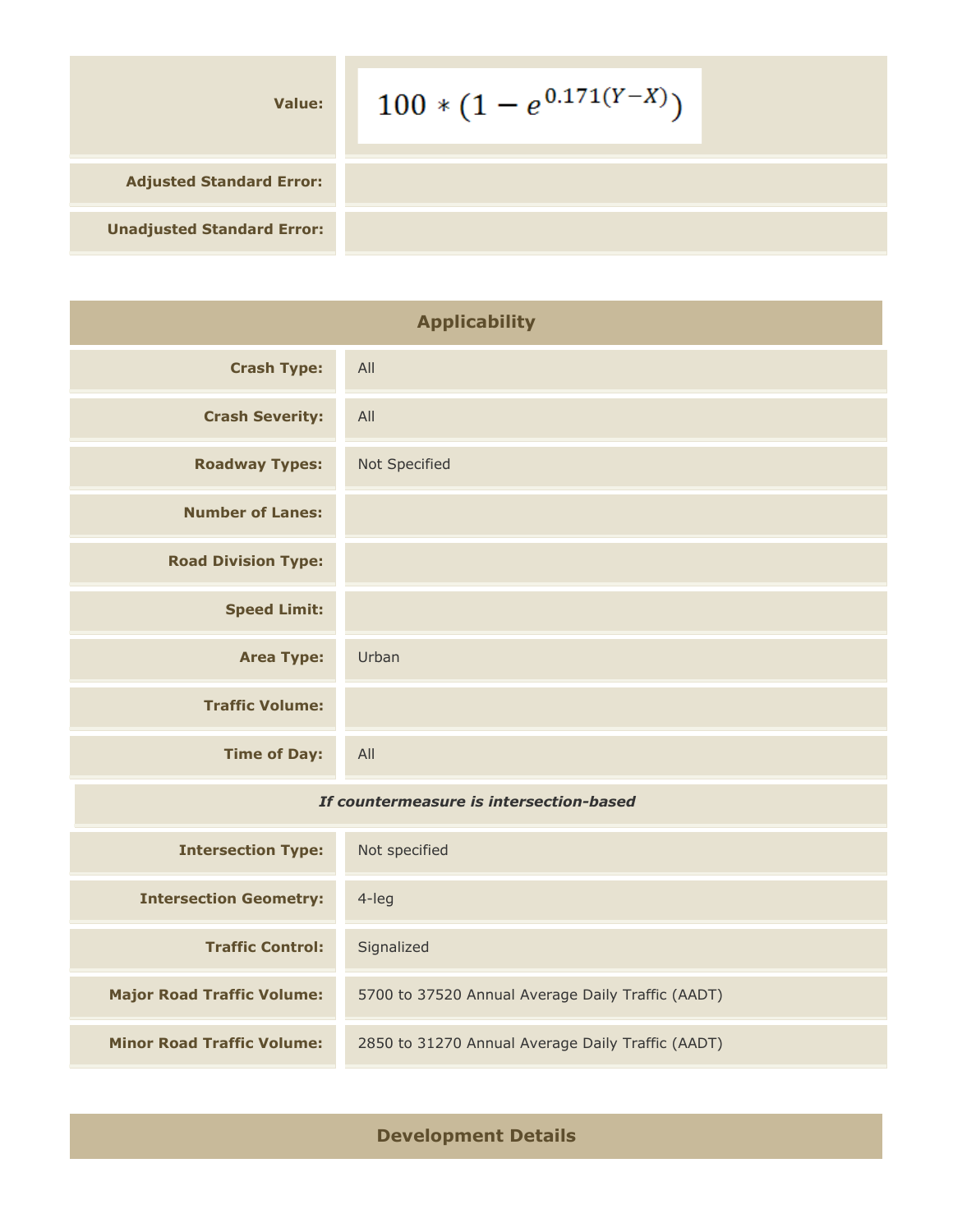| | |
|---|---|
| **Value:** | $100 * (1 - e^{0.171(Y-X)})$ |
| **Adjusted Standard Error:** | |
| **Unadjusted Standard Error:** | |

## Applicability

| | |
|---|---|
| **Crash Type:** | All |
| **Crash Severity:** | All |
| **Roadway Types:** | Not Specified |
| **Number of Lanes:** | |
| **Road Division Type:** | |
| **Speed Limit:** | |
| **Area Type:** | Urban |
| **Traffic Volume:** | |
| **Time of Day:** | All |
| ***If countermeasure is intersection-based*** | |
| **Intersection Type:** | Not specified |
| **Intersection Geometry:** | 4-leg |
| **Traffic Control:** | Signalized |
| **Major Road Traffic Volume:** | 5700 to 37520 Annual Average Daily Traffic (AADT) |
| **Minor Road Traffic Volume:** | 2850 to 31270 Annual Average Daily Traffic (AADT) |

## Development Details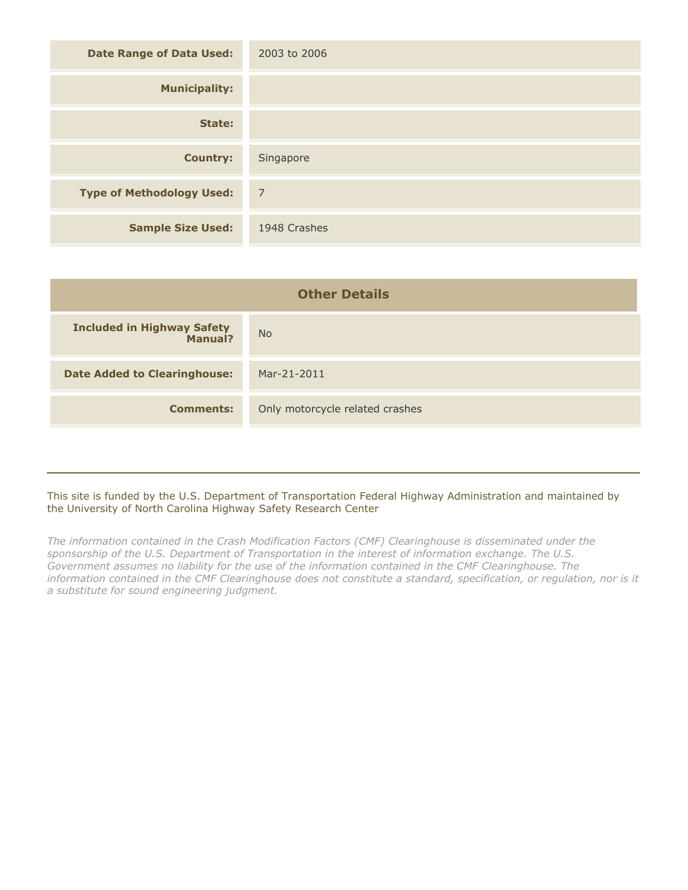| | |
|---|---|
| **Date Range of Data Used:** | 2003 to 2006 |
| **Municipality:** | |
| **State:** | |
| **Country:** | Singapore |
| **Type of Methodology Used:** | 7 |
| **Sample Size Used:** | 1948 Crashes |

## Other Details

| | |
|---|---|
| **Included in Highway Safety Manual?** | No |
| **Date Added to Clearinghouse:** | Mar-21-2011 |
| **Comments:** | Only motorcycle related crashes |

---

This site is funded by the U.S. Department of Transportation Federal Highway Administration and maintained by the University of North Carolina Highway Safety Research Center

*The information contained in the Crash Modification Factors (CMF) Clearinghouse is disseminated under the sponsorship of the U.S. Department of Transportation in the interest of information exchange. The U.S. Government assumes no liability for the use of the information contained in the CMF Clearinghouse. The information contained in the CMF Clearinghouse does not constitute a standard, specification, or regulation, nor is it a substitute for sound engineering judgment.*